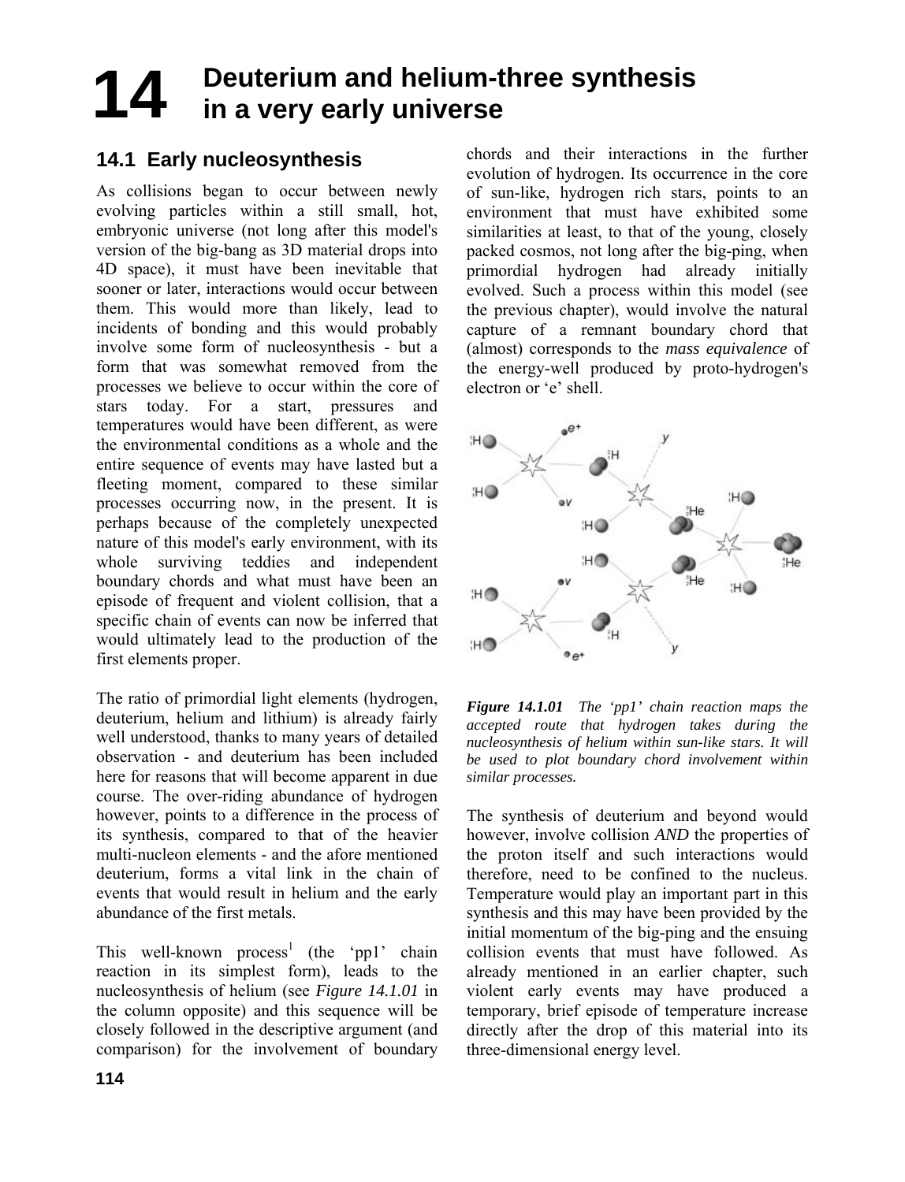# 14 Deuterium and helium-three synthesis in a very early universe

## 14.1 Early nucleosynthesis

As collisions began to occur between newly evolving particles within a still small, hot, embryonic universe (not long after this model's version of the big-bang as 3D material drops into 4D space), it must have been inevitable that sooner or later, interactions would occur between them. This would more than likely, lead to incidents of bonding and this would probably involve some form of nucleosynthesis - but a form that was somewhat removed from the processes we believe to occur within the core of stars today. For a start, pressures and temperatures would have been different, as were the environmental conditions as a whole and the entire sequence of events may have lasted but a fleeting moment, compared to these similar processes occurring now, in the present. It is perhaps because of the completely unexpected nature of this model's early environment, with its whole surviving teddies and independent boundary chords and what must have been an episode of frequent and violent collision, that a specific chain of events can now be inferred that would ultimately lead to the production of the first elements proper.

The ratio of primordial light elements (hydrogen, deuterium, helium and lithium) is already fairly well understood, thanks to many years of detailed observation - and deuterium has been included here for reasons that will become apparent in due course. The over-riding abundance of hydrogen however, points to a difference in the process of its synthesis, compared to that of the heavier multi-nucleon elements - and the afore mentioned deuterium, forms a vital link in the chain of events that would result in helium and the early abundance of the first metals.

This well-known process[1] (the 'pp1' chain reaction in its simplest form), leads to the nucleosynthesis of helium (see *Figure 14.1.01* in the column opposite) and this sequence will be closely followed in the descriptive argument (and comparison) for the involvement of boundary chords and their interactions in the further evolution of hydrogen. Its occurrence in the core of sun-like, hydrogen rich stars, points to an environment that must have exhibited some similarities at least, to that of the young, closely packed cosmos, not long after the big-ping, when primordial hydrogen had already initially evolved. Such a process within this model (see the previous chapter), would involve the natural capture of a remnant boundary chord that (almost) corresponds to the *mass equivalence* of the energy-well produced by proto-hydrogen's electron or 'e' shell.

*Figure 14.1.01 The 'pp1' chain reaction maps the accepted route that hydrogen takes during the nucleosynthesis of helium within sun-like stars. It will be used to plot boundary chord involvement within similar processes.*

The synthesis of deuterium and beyond would however, involve collision *AND* the properties of the proton itself and such interactions would therefore, need to be confined to the nucleus. Temperature would play an important part in this synthesis and this may have been provided by the initial momentum of the big-ping and the ensuing collision events that must have followed. As already mentioned in an earlier chapter, such violent early events may have produced a temporary, brief episode of temperature increase directly after the drop of this material into its three-dimensional energy level.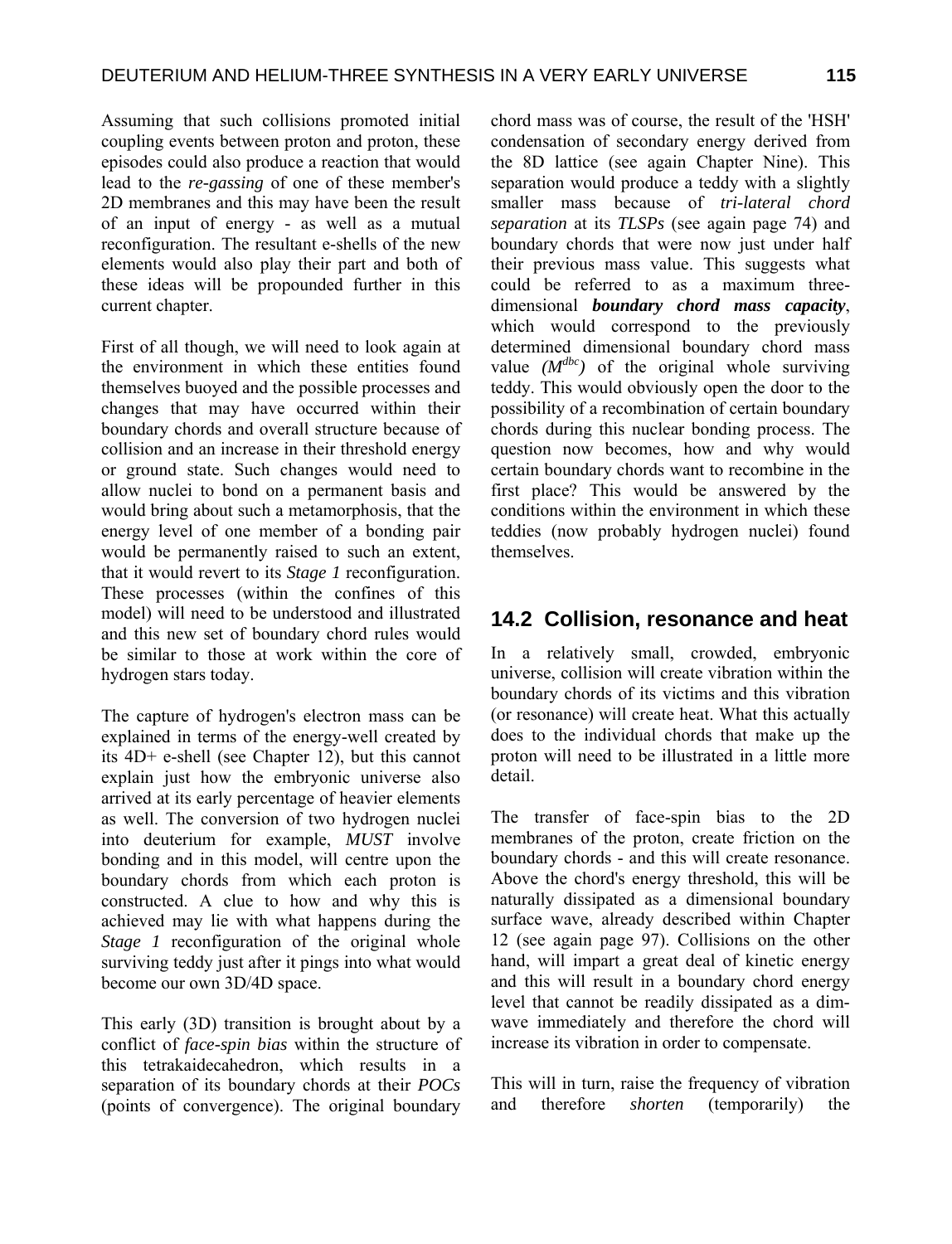Assuming that such collisions promoted initial coupling events between proton and proton, these episodes could also produce a reaction that would lead to the *re-gassing* of one of these member's 2D membranes and this may have been the result of an input of energy - as well as a mutual reconfiguration. The resultant e-shells of the new elements would also play their part and both of these ideas will be propounded further in this current chapter.

First of all though, we will need to look again at the environment in which these entities found themselves buoyed and the possible processes and changes that may have occurred within their boundary chords and overall structure because of collision and an increase in their threshold energy or ground state. Such changes would need to allow nuclei to bond on a permanent basis and would bring about such a metamorphosis, that the energy level of one member of a bonding pair would be permanently raised to such an extent, that it would revert to its *Stage 1* reconfiguration. These processes (within the confines of this model) will need to be understood and illustrated and this new set of boundary chord rules would be similar to those at work within the core of hydrogen stars today.

The capture of hydrogen's electron mass can be explained in terms of the energy-well created by its 4D+ e-shell (see Chapter 12), but this cannot explain just how the embryonic universe also arrived at its early percentage of heavier elements as well. The conversion of two hydrogen nuclei into deuterium for example, *MUST* involve bonding and in this model, will centre upon the boundary chords from which each proton is constructed. A clue to how and why this is achieved may lie with what happens during the *Stage 1* reconfiguration of the original whole surviving teddy just after it pings into what would become our own 3D/4D space.

This early (3D) transition is brought about by a conflict of *face-spin bias* within the structure of this tetrakaidecahedron, which results in a separation of its boundary chords at their *POCs* (points of convergence). The original boundary chord mass was of course, the result of the 'HSH' condensation of secondary energy derived from the 8D lattice (see again Chapter Nine). This separation would produce a teddy with a slightly smaller mass because of *tri-lateral chord separation* at its *TLSPs* (see again page 74) and boundary chords that were now just under half their previous mass value. This suggests what could be referred to as a maximum three-dimensional ***boundary chord mass capacity***, which would correspond to the previously determined dimensional boundary chord mass value *($M^{dbc}$)* of the original whole surviving teddy. This would obviously open the door to the possibility of a recombination of certain boundary chords during this nuclear bonding process. The question now becomes, how and why would certain boundary chords want to recombine in the first place? This would be answered by the conditions within the environment in which these teddies (now probably hydrogen nuclei) found themselves.

## 14.2 Collision, resonance and heat

In a relatively small, crowded, embryonic universe, collision will create vibration within the boundary chords of its victims and this vibration (or resonance) will create heat. What this actually does to the individual chords that make up the proton will need to be illustrated in a little more detail.

The transfer of face-spin bias to the 2D membranes of the proton, create friction on the boundary chords - and this will create resonance. Above the chord's energy threshold, this will be naturally dissipated as a dimensional boundary surface wave, already described within Chapter 12 (see again page 97). Collisions on the other hand, will impart a great deal of kinetic energy and this will result in a boundary chord energy level that cannot be readily dissipated as a dim-wave immediately and therefore the chord will increase its vibration in order to compensate.

This will in turn, raise the frequency of vibration and therefore *shorten* (temporarily) the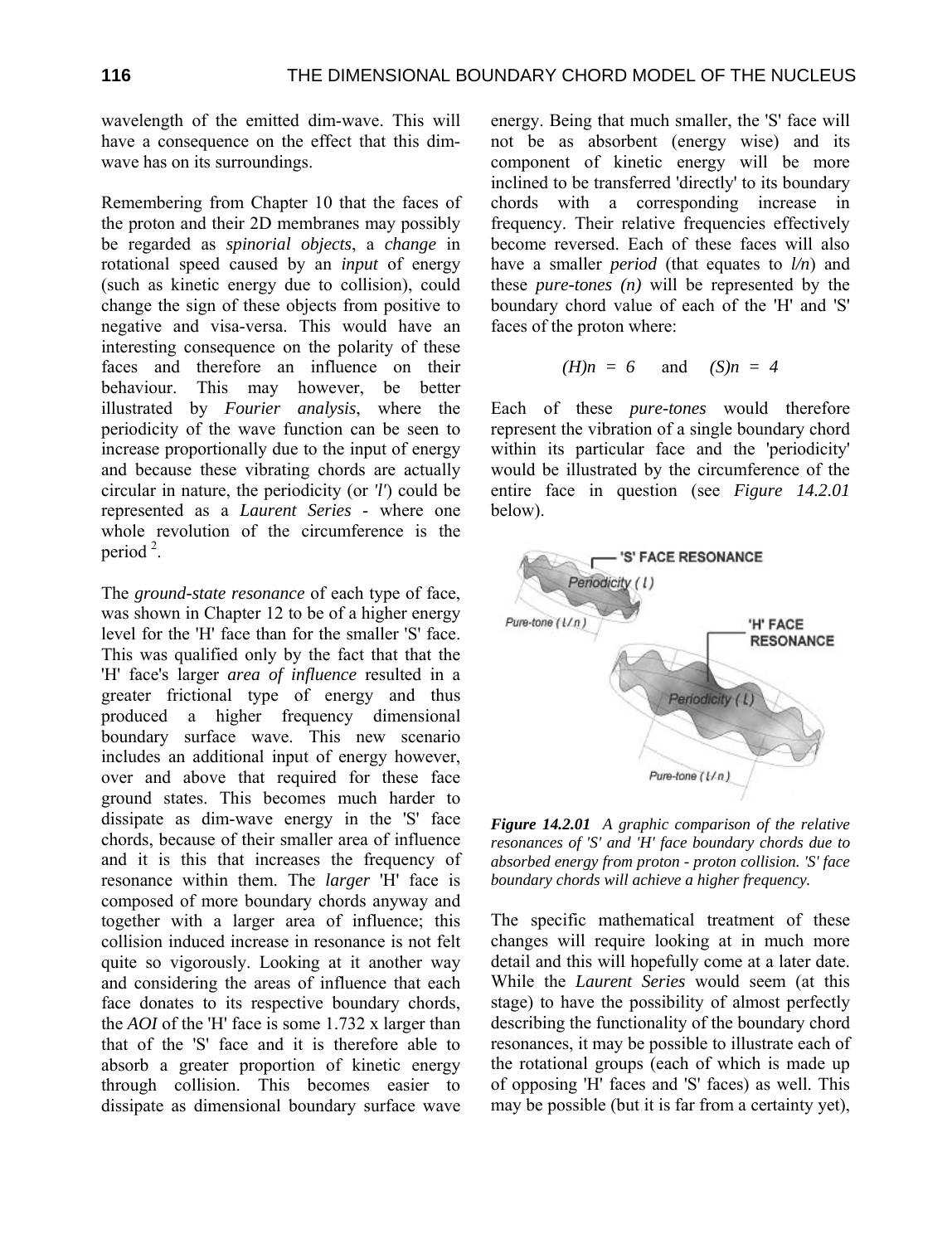wavelength of the emitted dim-wave. This will have a consequence on the effect that this dim-wave has on its surroundings.

Remembering from Chapter 10 that the faces of the proton and their 2D membranes may possibly be regarded as *spinorial objects*, a *change* in rotational speed caused by an *input* of energy (such as kinetic energy due to collision), could change the sign of these objects from positive to negative and visa-versa. This would have an interesting consequence on the polarity of these faces and therefore an influence on their behaviour. This may however, be better illustrated by *Fourier analysis*, where the periodicity of the wave function can be seen to increase proportionally due to the input of energy and because these vibrating chords are actually circular in nature, the periodicity (or *'l'*) could be represented as a *Laurent Series* - where one whole revolution of the circumference is the period [2].

The *ground-state resonance* of each type of face, was shown in Chapter 12 to be of a higher energy level for the 'H' face than for the smaller 'S' face. This was qualified only by the fact that that the 'H' face's larger *area of influence* resulted in a greater frictional type of energy and thus produced a higher frequency dimensional boundary surface wave. This new scenario includes an additional input of energy however, over and above that required for these face ground states. This becomes much harder to dissipate as dim-wave energy in the 'S' face chords, because of their smaller area of influence and it is this that increases the frequency of resonance within them. The *larger* 'H' face is composed of more boundary chords anyway and together with a larger area of influence; this collision induced increase in resonance is not felt quite so vigorously. Looking at it another way and considering the areas of influence that each face donates to its respective boundary chords, the *AOI* of the 'H' face is some 1.732 x larger than that of the 'S' face and it is therefore able to absorb a greater proportion of kinetic energy through collision. This becomes easier to dissipate as dimensional boundary surface wave energy. Being that much smaller, the 'S' face will not be as absorbent (energy wise) and its component of kinetic energy will be more inclined to be transferred 'directly' to its boundary chords with a corresponding increase in frequency. Their relative frequencies effectively become reversed. Each of these faces will also have a smaller *period* (that equates to *l/n*) and these *pure-tones (n)* will be represented by the boundary chord value of each of the 'H' and 'S' faces of the proton where:

$$(H)n = 6 \quad \text{and} \quad (S)n = 4$$

Each of these *pure-tones* would therefore represent the vibration of a single boundary chord within its particular face and the 'periodicity' would be illustrated by the circumference of the entire face in question (see *Figure 14.2.01* below).

***Figure 14.2.01*** *A graphic comparison of the relative resonances of 'S' and 'H' face boundary chords due to absorbed energy from proton - proton collision. 'S' face boundary chords will achieve a higher frequency.*

The specific mathematical treatment of these changes will require looking at in much more detail and this will hopefully come at a later date. While the *Laurent Series* would seem (at this stage) to have the possibility of almost perfectly describing the functionality of the boundary chord resonances, it may be possible to illustrate each of the rotational groups (each of which is made up of opposing 'H' faces and 'S' faces) as well. This may be possible (but it is far from a certainty yet),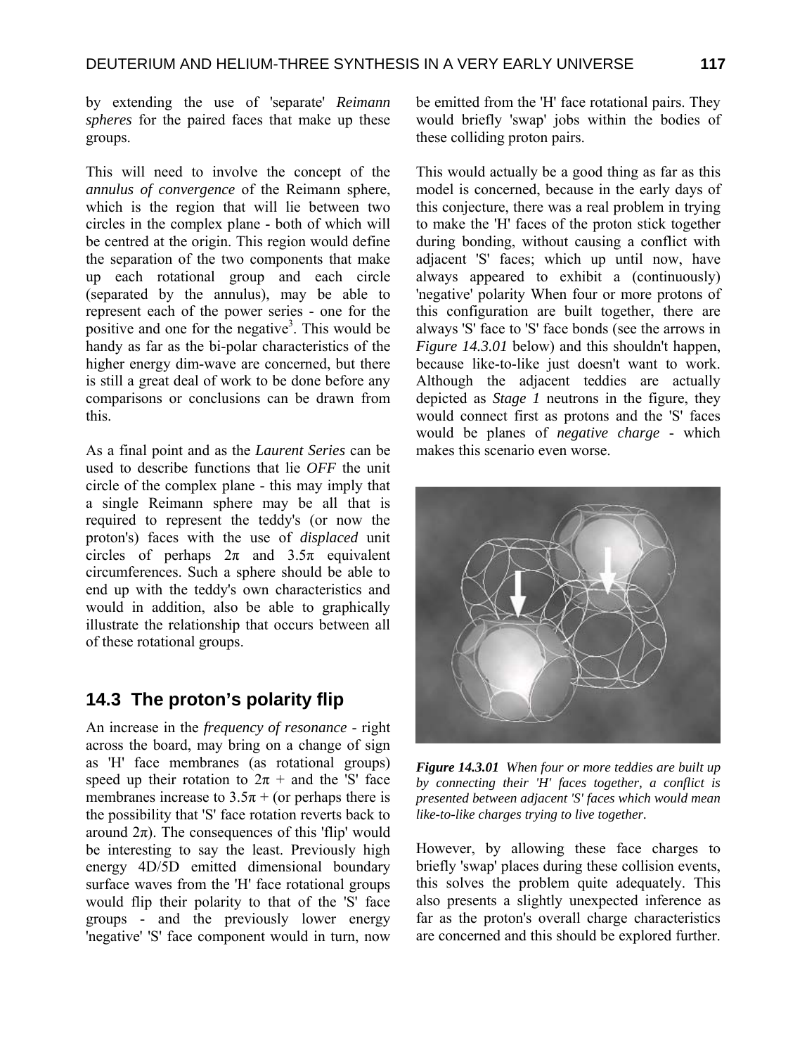by extending the use of 'separate' *Reimann spheres* for the paired faces that make up these groups.

This will need to involve the concept of the *annulus of convergence* of the Reimann sphere, which is the region that will lie between two circles in the complex plane - both of which will be centred at the origin. This region would define the separation of the two components that make up each rotational group and each circle (separated by the annulus), may be able to represent each of the power series - one for the positive and one for the negative[3]. This would be handy as far as the bi-polar characteristics of the higher energy dim-wave are concerned, but there is still a great deal of work to be done before any comparisons or conclusions can be drawn from this.

As a final point and as the *Laurent Series* can be used to describe functions that lie *OFF* the unit circle of the complex plane - this may imply that a single Reimann sphere may be all that is required to represent the teddy's (or now the proton's) faces with the use of *displaced* unit circles of perhaps $2\pi$ and $3.5\pi$ equivalent circumferences. Such a sphere should be able to end up with the teddy's own characteristics and would in addition, also be able to graphically illustrate the relationship that occurs between all of these rotational groups.

## 14.3 The proton's polarity flip

An increase in the *frequency of resonance* - right across the board, may bring on a change of sign as 'H' face membranes (as rotational groups) speed up their rotation to $2\pi$ + and the 'S' face membranes increase to $3.5\pi$ + (or perhaps there is the possibility that 'S' face rotation reverts back to around $2\pi$). The consequences of this 'flip' would be interesting to say the least. Previously high energy 4D/5D emitted dimensional boundary surface waves from the 'H' face rotational groups would flip their polarity to that of the 'S' face groups - and the previously lower energy 'negative' 'S' face component would in turn, now be emitted from the 'H' face rotational pairs. They would briefly 'swap' jobs within the bodies of these colliding proton pairs.

This would actually be a good thing as far as this model is concerned, because in the early days of this conjecture, there was a real problem in trying to make the 'H' faces of the proton stick together during bonding, without causing a conflict with adjacent 'S' faces; which up until now, have always appeared to exhibit a (continuously) 'negative' polarity When four or more protons of this configuration are built together, there are always 'S' face to 'S' face bonds (see the arrows in *Figure 14.3.01* below) and this shouldn't happen, because like-to-like just doesn't want to work. Although the adjacent teddies are actually depicted as *Stage 1* neutrons in the figure, they would connect first as protons and the 'S' faces would be planes of *negative charge* - which makes this scenario even worse.

***Figure 14.3.01*** *When four or more teddies are built up by connecting their 'H' faces together, a conflict is presented between adjacent 'S' faces which would mean like-to-like charges trying to live together.*

However, by allowing these face charges to briefly 'swap' places during these collision events, this solves the problem quite adequately. This also presents a slightly unexpected inference as far as the proton's overall charge characteristics are concerned and this should be explored further.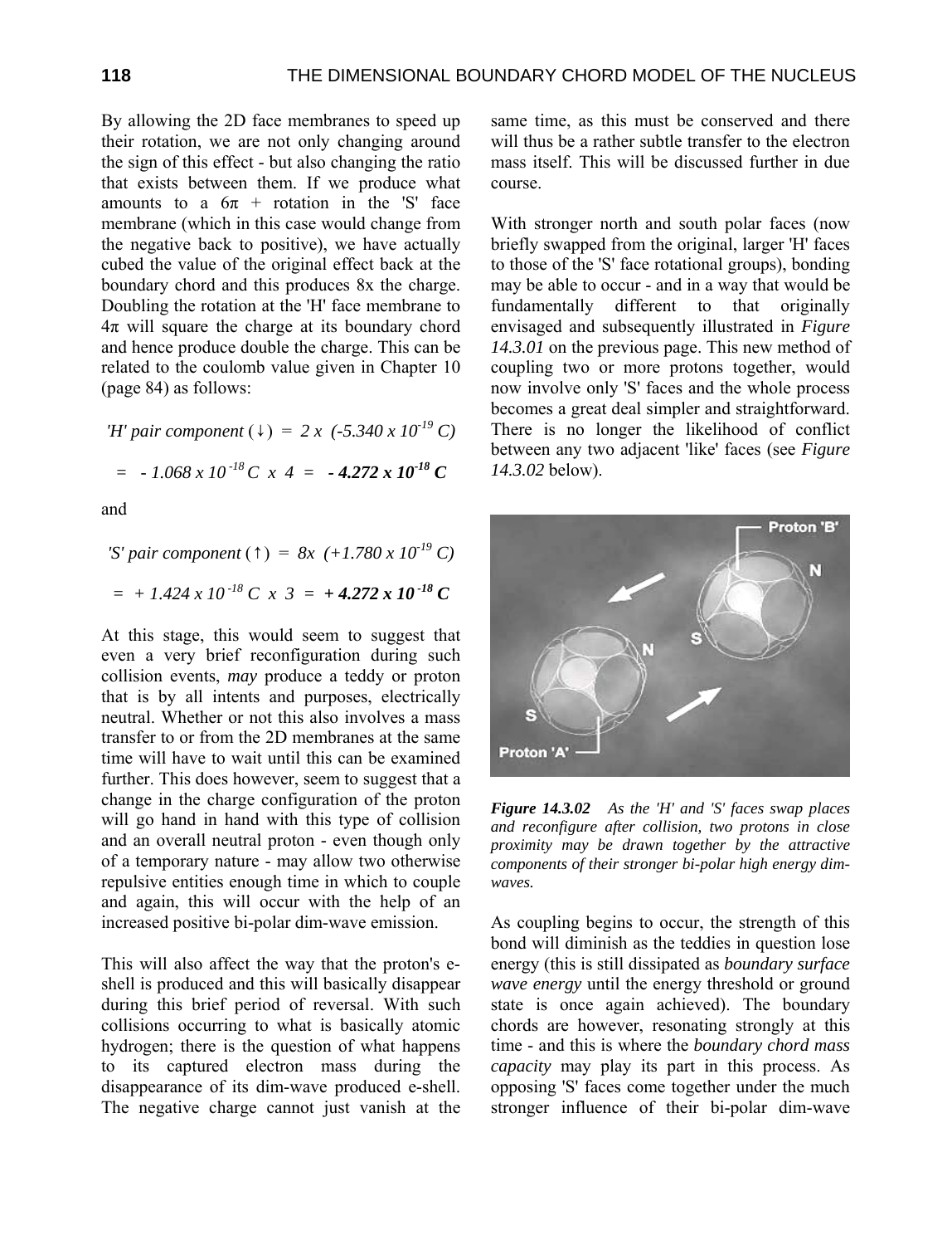By allowing the 2D face membranes to speed up their rotation, we are not only changing around the sign of this effect - but also changing the ratio that exists between them. If we produce what amounts to a $6\pi$ + rotation in the 'S' face membrane (which in this case would change from the negative back to positive), we have actually cubed the value of the original effect back at the boundary chord and this produces 8x the charge. Doubling the rotation at the 'H' face membrane to $4\pi$ will square the charge at its boundary chord and hence produce double the charge. This can be related to the coulomb value given in Chapter 10 (page 84) as follows:

$$\text{'H' pair component } (\downarrow) = 2 \times (-5.340 \times 10^{-19}\, C)$$

$$= -1.068 \times 10^{-18}\, C \times 4 = \mathbf{-4.272 \times 10^{-18}\, C}$$

and

$$\text{'S' pair component } (\uparrow) = 8\times (+1.780 \times 10^{-19}\, C)$$

$$= +1.424 \times 10^{-18}\, C \times 3 = \mathbf{+4.272 \times 10^{-18}\, C}$$

At this stage, this would seem to suggest that even a very brief reconfiguration during such collision events, *may* produce a teddy or proton that is by all intents and purposes, electrically neutral. Whether or not this also involves a mass transfer to or from the 2D membranes at the same time will have to wait until this can be examined further. This does however, seem to suggest that a change in the charge configuration of the proton will go hand in hand with this type of collision and an overall neutral proton - even though only of a temporary nature - may allow two otherwise repulsive entities enough time in which to couple and again, this will occur with the help of an increased positive bi-polar dim-wave emission.

This will also affect the way that the proton's e-shell is produced and this will basically disappear during this brief period of reversal. With such collisions occurring to what is basically atomic hydrogen; there is the question of what happens to its captured electron mass during the disappearance of its dim-wave produced e-shell. The negative charge cannot just vanish at the same time, as this must be conserved and there will thus be a rather subtle transfer to the electron mass itself. This will be discussed further in due course.

With stronger north and south polar faces (now briefly swapped from the original, larger 'H' faces to those of the 'S' face rotational groups), bonding may be able to occur - and in a way that would be fundamentally different to that originally envisaged and subsequently illustrated in *Figure 14.3.01* on the previous page. This new method of coupling two or more protons together, would now involve only 'S' faces and the whole process becomes a great deal simpler and straightforward. There is no longer the likelihood of conflict between any two adjacent 'like' faces (see *Figure 14.3.02* below).

***Figure 14.3.02*** *As the 'H' and 'S' faces swap places and reconfigure after collision, two protons in close proximity may be drawn together by the attractive components of their stronger bi-polar high energy dim-waves.*

As coupling begins to occur, the strength of this bond will diminish as the teddies in question lose energy (this is still dissipated as *boundary surface wave energy* until the energy threshold or ground state is once again achieved). The boundary chords are however, resonating strongly at this time - and this is where the *boundary chord mass capacity* may play its part in this process. As opposing 'S' faces come together under the much stronger influence of their bi-polar dim-wave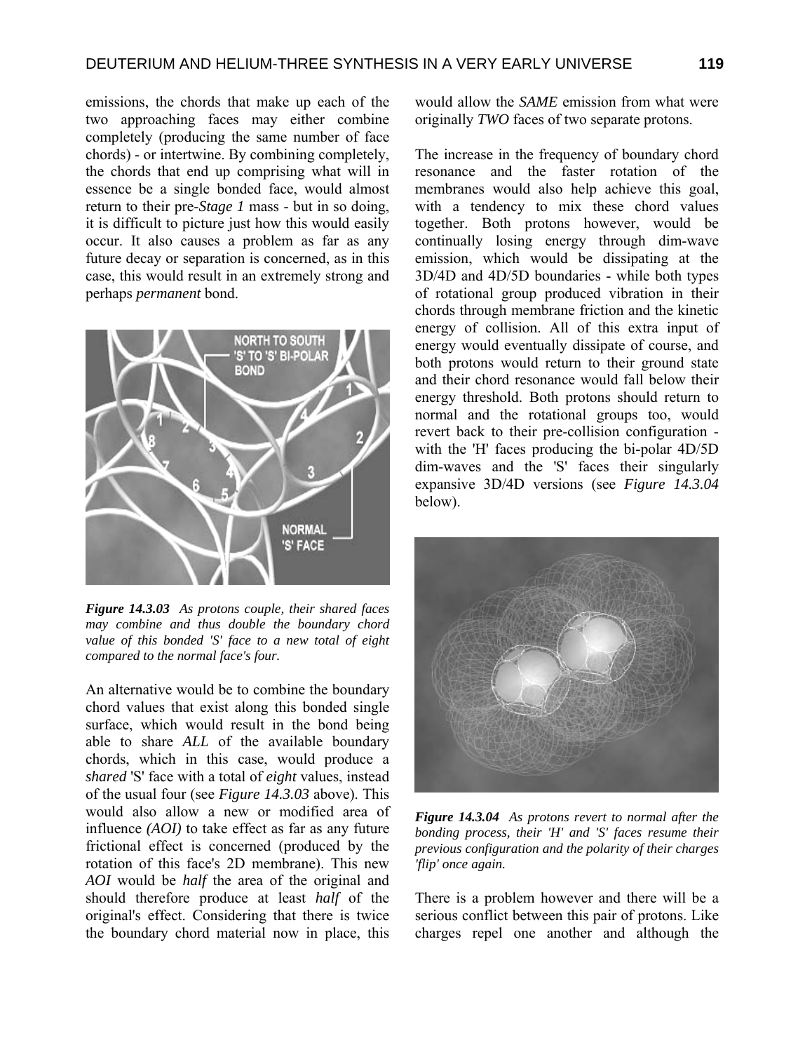emissions, the chords that make up each of the two approaching faces may either combine completely (producing the same number of face chords) - or intertwine. By combining completely, the chords that end up comprising what will in essence be a single bonded face, would almost return to their pre-*Stage 1* mass - but in so doing, it is difficult to picture just how this would easily occur. It also causes a problem as far as any future decay or separation is concerned, as in this case, this would result in an extremely strong and perhaps *permanent* bond.

***Figure 14.3.03*** *As protons couple, their shared faces may combine and thus double the boundary chord value of this bonded 'S' face to a new total of eight compared to the normal face's four.*

An alternative would be to combine the boundary chord values that exist along this bonded single surface, which would result in the bond being able to share *ALL* of the available boundary chords, which in this case, would produce a *shared* 'S' face with a total of *eight* values, instead of the usual four (see *Figure 14.3.03* above). This would also allow a new or modified area of influence *(AOI)* to take effect as far as any future frictional effect is concerned (produced by the rotation of this face's 2D membrane). This new *AOI* would be *half* the area of the original and should therefore produce at least *half* of the original's effect. Considering that there is twice the boundary chord material now in place, this would allow the *SAME* emission from what were originally *TWO* faces of two separate protons.

The increase in the frequency of boundary chord resonance and the faster rotation of the membranes would also help achieve this goal, with a tendency to mix these chord values together. Both protons however, would be continually losing energy through dim-wave emission, which would be dissipating at the 3D/4D and 4D/5D boundaries - while both types of rotational group produced vibration in their chords through membrane friction and the kinetic energy of collision. All of this extra input of energy would eventually dissipate of course, and both protons would return to their ground state and their chord resonance would fall below their energy threshold. Both protons should return to normal and the rotational groups too, would revert back to their pre-collision configuration - with the 'H' faces producing the bi-polar 4D/5D dim-waves and the 'S' faces their singularly expansive 3D/4D versions (see *Figure 14.3.04* below).

***Figure 14.3.04*** *As protons revert to normal after the bonding process, their 'H' and 'S' faces resume their previous configuration and the polarity of their charges 'flip' once again.*

There is a problem however and there will be a serious conflict between this pair of protons. Like charges repel one another and although the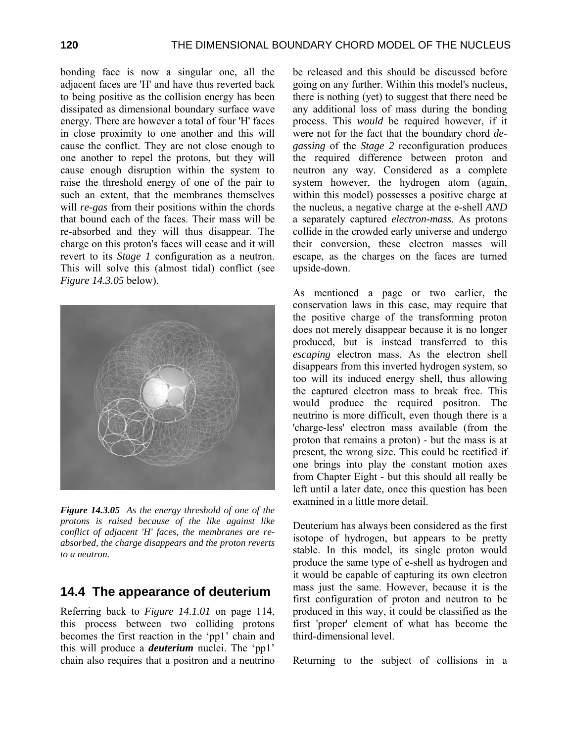bonding face is now a singular one, all the adjacent faces are 'H' and have thus reverted back to being positive as the collision energy has been dissipated as dimensional boundary surface wave energy. There are however a total of four 'H' faces in close proximity to one another and this will cause the conflict. They are not close enough to one another to repel the protons, but they will cause enough disruption within the system to raise the threshold energy of one of the pair to such an extent, that the membranes themselves will *re-gas* from their positions within the chords that bound each of the faces. Their mass will be re-absorbed and they will thus disappear. The charge on this proton's faces will cease and it will revert to its *Stage 1* configuration as a neutron. This will solve this (almost tidal) conflict (see *Figure 14.3.05* below).

***Figure 14.3.05*** *As the energy threshold of one of the protons is raised because of the like against like conflict of adjacent 'H' faces, the membranes are re-absorbed, the charge disappears and the proton reverts to a neutron.*

## 14.4 The appearance of deuterium

Referring back to *Figure 14.1.01* on page 114, this process between two colliding protons becomes the first reaction in the 'pp1' chain and this will produce a ***deuterium*** nuclei. The 'pp1' chain also requires that a positron and a neutrino be released and this should be discussed before going on any further. Within this model's nucleus, there is nothing (yet) to suggest that there need be any additional loss of mass during the bonding process. This *would* be required however, if it were not for the fact that the boundary chord *de-gassing* of the *Stage 2* reconfiguration produces the required difference between proton and neutron any way. Considered as a complete system however, the hydrogen atom (again, within this model) possesses a positive charge at the nucleus, a negative charge at the e-shell *AND* a separately captured *electron-mass*. As protons collide in the crowded early universe and undergo their conversion, these electron masses will escape, as the charges on the faces are turned upside-down.

As mentioned a page or two earlier, the conservation laws in this case, may require that the positive charge of the transforming proton does not merely disappear because it is no longer produced, but is instead transferred to this *escaping* electron mass. As the electron shell disappears from this inverted hydrogen system, so too will its induced energy shell, thus allowing the captured electron mass to break free. This would produce the required positron. The neutrino is more difficult, even though there is a 'charge-less' electron mass available (from the proton that remains a proton) - but the mass is at present, the wrong size. This could be rectified if one brings into play the constant motion axes from Chapter Eight - but this should all really be left until a later date, once this question has been examined in a little more detail.

Deuterium has always been considered as the first isotope of hydrogen, but appears to be pretty stable. In this model, its single proton would produce the same type of e-shell as hydrogen and it would be capable of capturing its own electron mass just the same. However, because it is the first configuration of proton and neutron to be produced in this way, it could be classified as the first 'proper' element of what has become the third-dimensional level.

Returning to the subject of collisions in a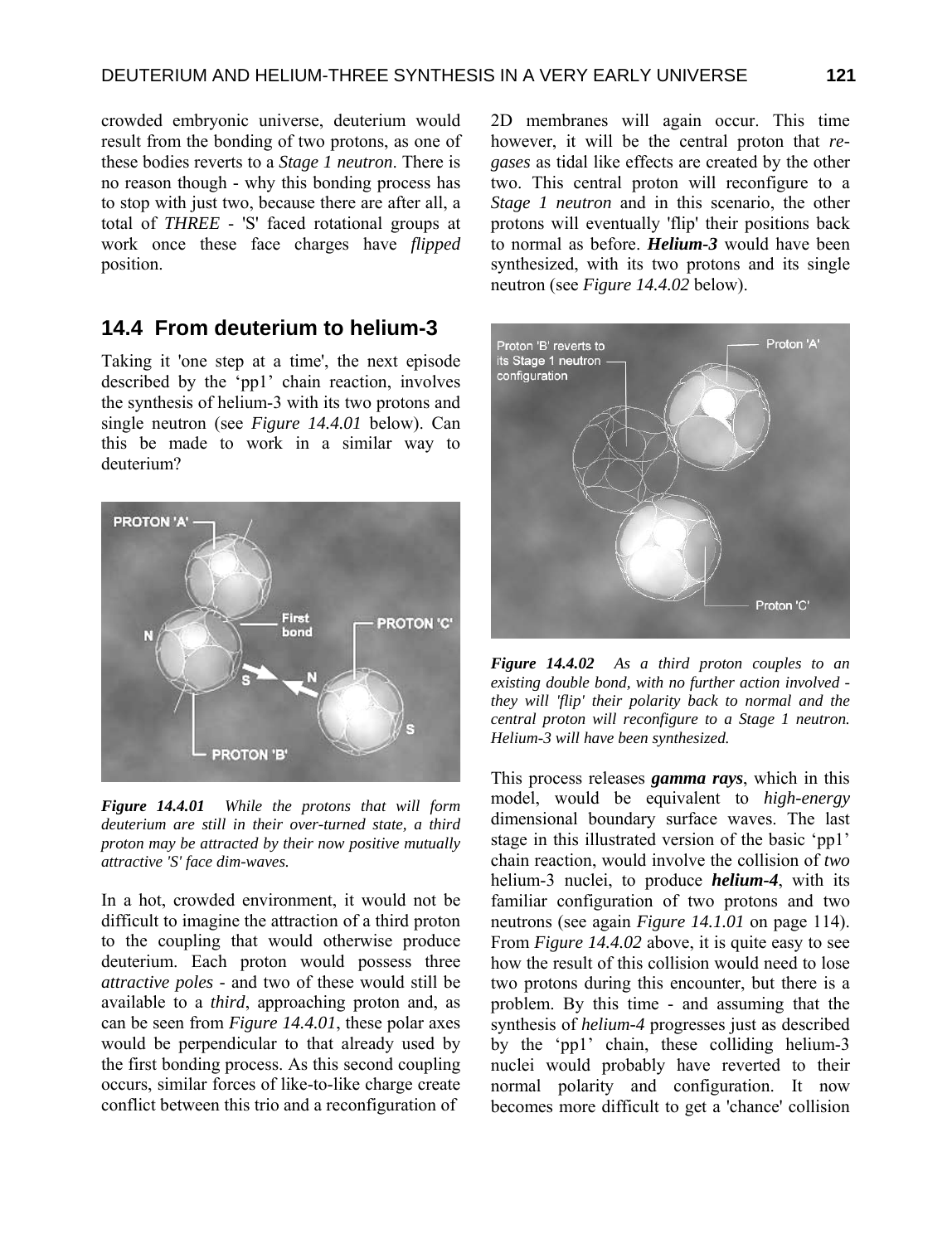crowded embryonic universe, deuterium would result from the bonding of two protons, as one of these bodies reverts to a *Stage 1 neutron*. There is no reason though - why this bonding process has to stop with just two, because there are after all, a total of *THREE* - 'S' faced rotational groups at work once these face charges have *flipped* position.

## 14.4 From deuterium to helium-3

Taking it 'one step at a time', the next episode described by the 'pp1' chain reaction, involves the synthesis of helium-3 with its two protons and single neutron (see *Figure 14.4.01* below). Can this be made to work in a similar way to deuterium?

*Figure 14.4.01 While the protons that will form deuterium are still in their over-turned state, a third proton may be attracted by their now positive mutually attractive 'S' face dim-waves.*

In a hot, crowded environment, it would not be difficult to imagine the attraction of a third proton to the coupling that would otherwise produce deuterium. Each proton would possess three *attractive poles* - and two of these would still be available to a *third*, approaching proton and, as can be seen from *Figure 14.4.01*, these polar axes would be perpendicular to that already used by the first bonding process. As this second coupling occurs, similar forces of like-to-like charge create conflict between this trio and a reconfiguration of 2D membranes will again occur. This time however, it will be the central proton that *re-gases* as tidal like effects are created by the other two. This central proton will reconfigure to a *Stage 1 neutron* and in this scenario, the other protons will eventually 'flip' their positions back to normal as before. ***Helium-3*** would have been synthesized, with its two protons and its single neutron (see *Figure 14.4.02* below).

*Figure 14.4.02 As a third proton couples to an existing double bond, with no further action involved - they will 'flip' their polarity back to normal and the central proton will reconfigure to a Stage 1 neutron. Helium-3 will have been synthesized.*

This process releases ***gamma rays***, which in this model, would be equivalent to *high-energy* dimensional boundary surface waves. The last stage in this illustrated version of the basic 'pp1' chain reaction, would involve the collision of *two* helium-3 nuclei, to produce ***helium-4***, with its familiar configuration of two protons and two neutrons (see again *Figure 14.1.01* on page 114). From *Figure 14.4.02* above, it is quite easy to see how the result of this collision would need to lose two protons during this encounter, but there is a problem. By this time - and assuming that the synthesis of *helium-4* progresses just as described by the 'pp1' chain, these colliding helium-3 nuclei would probably have reverted to their normal polarity and configuration. It now becomes more difficult to get a 'chance' collision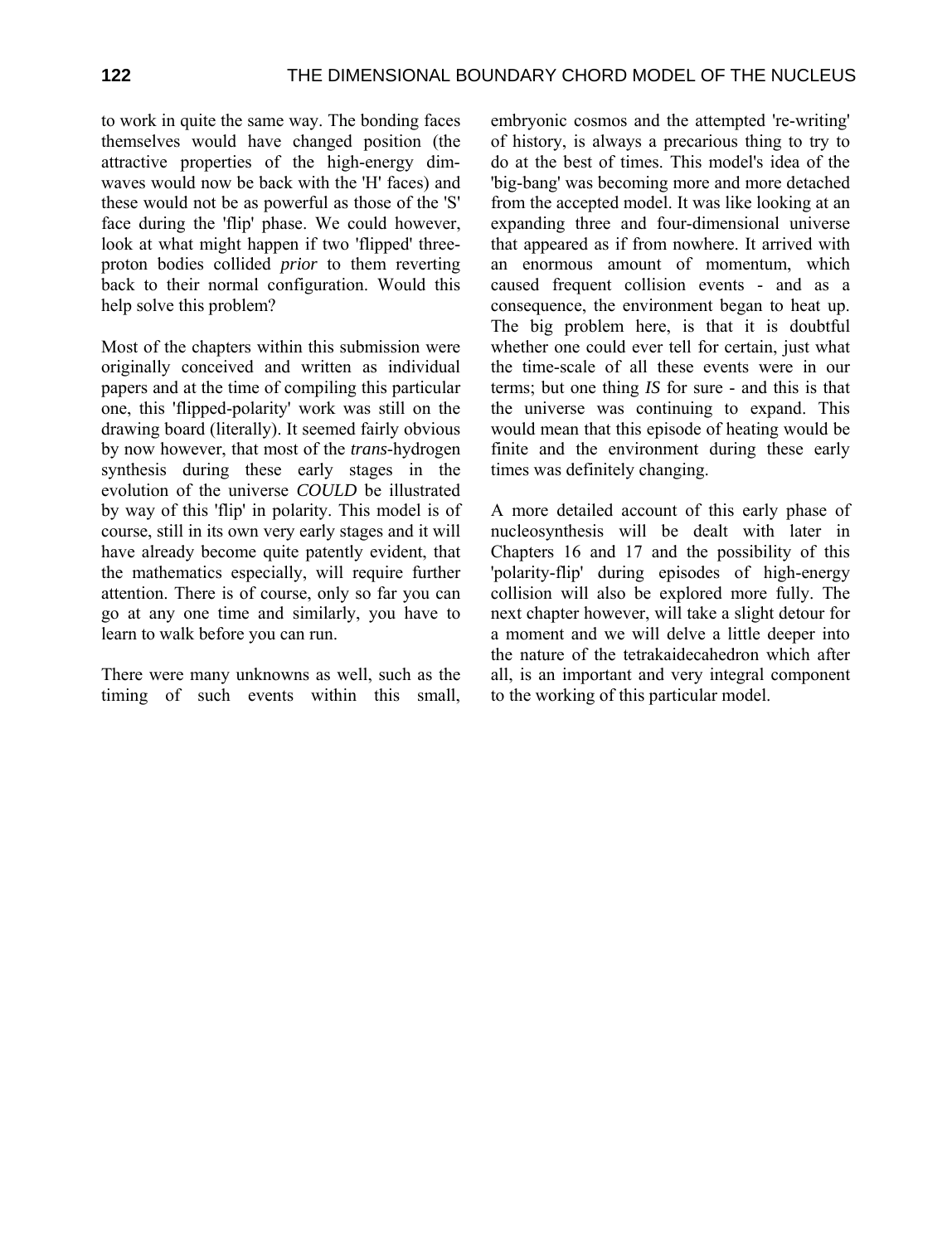to work in quite the same way. The bonding faces themselves would have changed position (the attractive properties of the high-energy dim-waves would now be back with the 'H' faces) and these would not be as powerful as those of the 'S' face during the 'flip' phase. We could however, look at what might happen if two 'flipped' three-proton bodies collided *prior* to them reverting back to their normal configuration. Would this help solve this problem?

Most of the chapters within this submission were originally conceived and written as individual papers and at the time of compiling this particular one, this 'flipped-polarity' work was still on the drawing board (literally). It seemed fairly obvious by now however, that most of the *trans*-hydrogen synthesis during these early stages in the evolution of the universe *COULD* be illustrated by way of this 'flip' in polarity. This model is of course, still in its own very early stages and it will have already become quite patently evident, that the mathematics especially, will require further attention. There is of course, only so far you can go at any one time and similarly, you have to learn to walk before you can run.

There were many unknowns as well, such as the timing of such events within this small, embryonic cosmos and the attempted 're-writing' of history, is always a precarious thing to try to do at the best of times. This model's idea of the 'big-bang' was becoming more and more detached from the accepted model. It was like looking at an expanding three and four-dimensional universe that appeared as if from nowhere. It arrived with an enormous amount of momentum, which caused frequent collision events - and as a consequence, the environment began to heat up. The big problem here, is that it is doubtful whether one could ever tell for certain, just what the time-scale of all these events were in our terms; but one thing *IS* for sure - and this is that the universe was continuing to expand. This would mean that this episode of heating would be finite and the environment during these early times was definitely changing.

A more detailed account of this early phase of nucleosynthesis will be dealt with later in Chapters 16 and 17 and the possibility of this 'polarity-flip' during episodes of high-energy collision will also be explored more fully. The next chapter however, will take a slight detour for a moment and we will delve a little deeper into the nature of the tetrakaidecahedron which after all, is an important and very integral component to the working of this particular model.